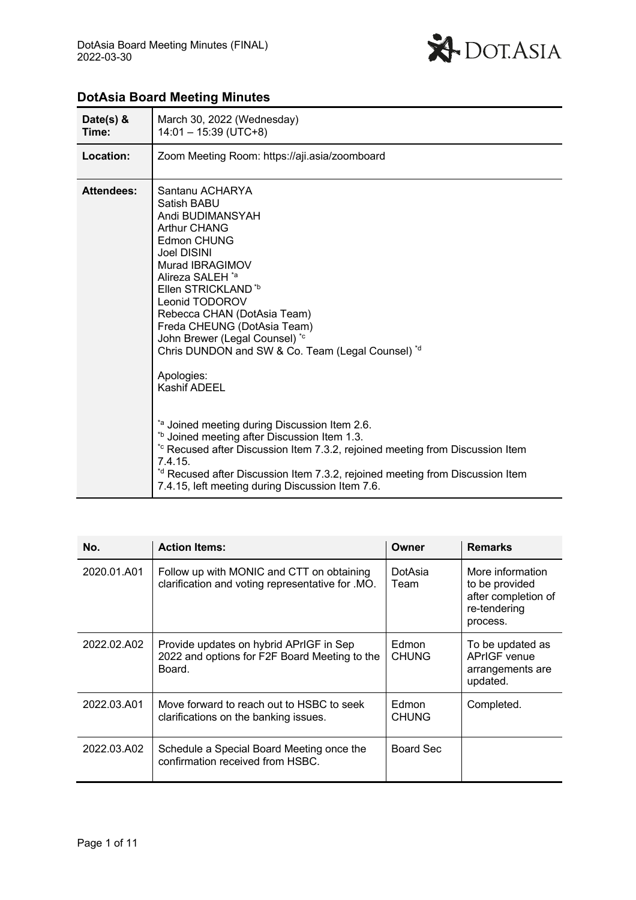## DotAsia Board Meeting Minutes

| | |
|---|---|
| **Date(s) & Time:** | March 30, 2022 (Wednesday)<br>14:01 – 15:39 (UTC+8) |
| **Location:** | Zoom Meeting Room: https://aji.asia/zoomboard |
| **Attendees:** | Santanu ACHARYA<br>Satish BABU<br>Andi BUDIMANSYAH<br>Arthur CHANG<br>Edmon CHUNG<br>Joel DISINI<br>Murad IBRAGIMOV<br>Alireza SALEH [*a]<br>Ellen STRICKLAND [*b]<br>Leonid TODOROV<br>Rebecca CHAN (DotAsia Team)<br>Freda CHEUNG (DotAsia Team)<br>John Brewer (Legal Counsel) [*c]<br>Chris DUNDON and SW & Co. Team (Legal Counsel) [*d]<br><br>Apologies:<br>Kashif ADEEL<br><br>[*a] Joined meeting during Discussion Item 2.6.<br>[*b] Joined meeting after Discussion Item 1.3.<br>[*c] Recused after Discussion Item 7.3.2, rejoined meeting from Discussion Item 7.4.15.<br>[*d] Recused after Discussion Item 7.3.2, rejoined meeting from Discussion Item 7.4.15, left meeting during Discussion Item 7.6. |

| No. | Action Items: | Owner | Remarks |
|---|---|---|---|
| 2020.01.A01 | Follow up with MONIC and CTT on obtaining clarification and voting representative for .MO. | DotAsia Team | More information to be provided after completion of re-tendering process. |
| 2022.02.A02 | Provide updates on hybrid APrIGF in Sep 2022 and options for F2F Board Meeting to the Board. | Edmon CHUNG | To be updated as APrIGF venue arrangements are updated. |
| 2022.03.A01 | Move forward to reach out to HSBC to seek clarifications on the banking issues. | Edmon CHUNG | Completed. |
| 2022.03.A02 | Schedule a Special Board Meeting once the confirmation received from HSBC. | Board Sec | |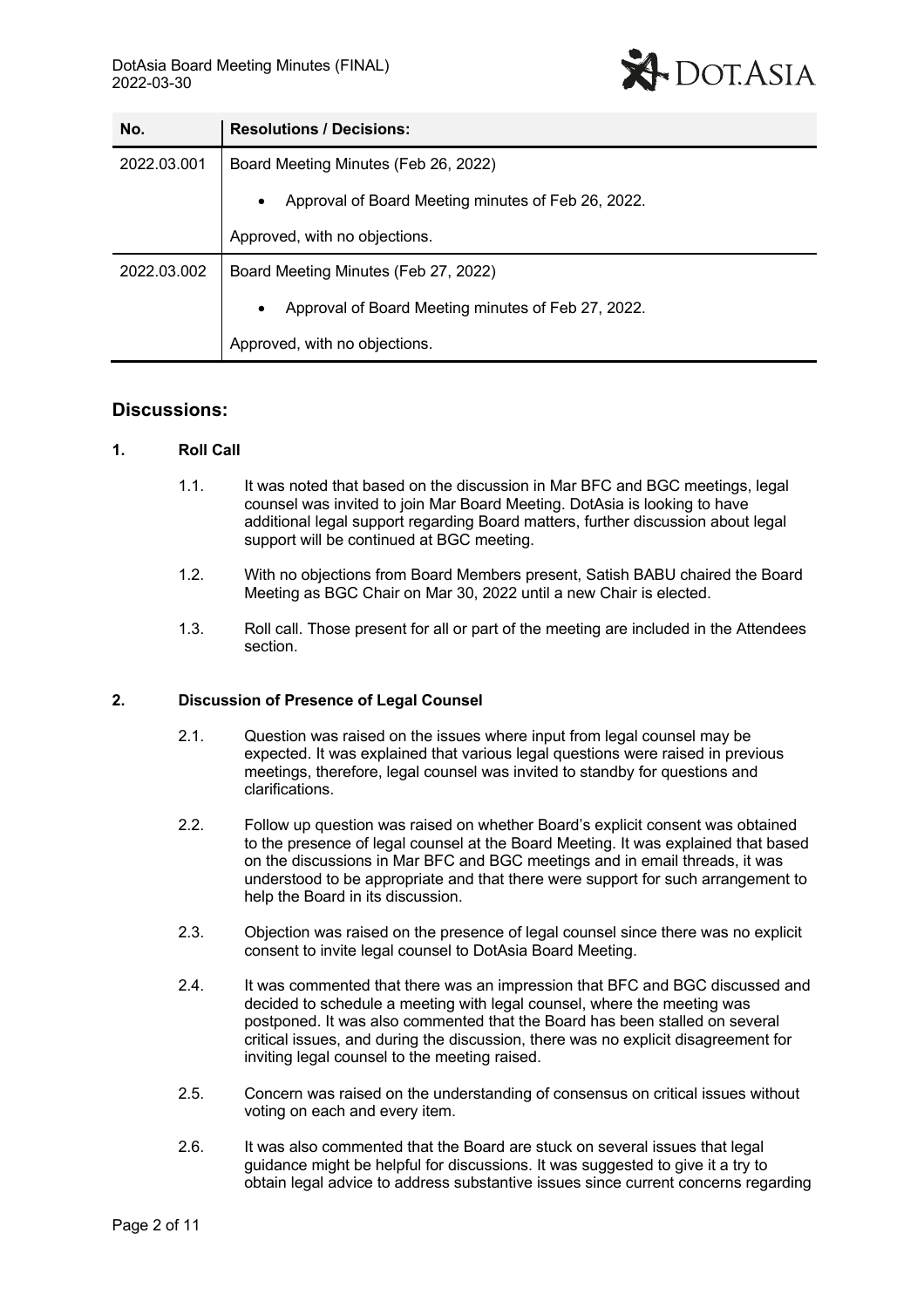| No. | Resolutions / Decisions: |
|---|---|
| 2022.03.001 | Board Meeting Minutes (Feb 26, 2022)<br><br>• Approval of Board Meeting minutes of Feb 26, 2022.<br><br>Approved, with no objections. |
| 2022.03.002 | Board Meeting Minutes (Feb 27, 2022)<br><br>• Approval of Board Meeting minutes of Feb 27, 2022.<br><br>Approved, with no objections. |

## Discussions:

### 1. Roll Call

1.1. It was noted that based on the discussion in Mar BFC and BGC meetings, legal counsel was invited to join Mar Board Meeting. DotAsia is looking to have additional legal support regarding Board matters, further discussion about legal support will be continued at BGC meeting.

1.2. With no objections from Board Members present, Satish BABU chaired the Board Meeting as BGC Chair on Mar 30, 2022 until a new Chair is elected.

1.3. Roll call. Those present for all or part of the meeting are included in the Attendees section.

### 2. Discussion of Presence of Legal Counsel

2.1. Question was raised on the issues where input from legal counsel may be expected. It was explained that various legal questions were raised in previous meetings, therefore, legal counsel was invited to standby for questions and clarifications.

2.2. Follow up question was raised on whether Board's explicit consent was obtained to the presence of legal counsel at the Board Meeting. It was explained that based on the discussions in Mar BFC and BGC meetings and in email threads, it was understood to be appropriate and that there were support for such arrangement to help the Board in its discussion.

2.3. Objection was raised on the presence of legal counsel since there was no explicit consent to invite legal counsel to DotAsia Board Meeting.

2.4. It was commented that there was an impression that BFC and BGC discussed and decided to schedule a meeting with legal counsel, where the meeting was postponed. It was also commented that the Board has been stalled on several critical issues, and during the discussion, there was no explicit disagreement for inviting legal counsel to the meeting raised.

2.5. Concern was raised on the understanding of consensus on critical issues without voting on each and every item.

2.6. It was also commented that the Board are stuck on several issues that legal guidance might be helpful for discussions. It was suggested to give it a try to obtain legal advice to address substantive issues since current concerns regarding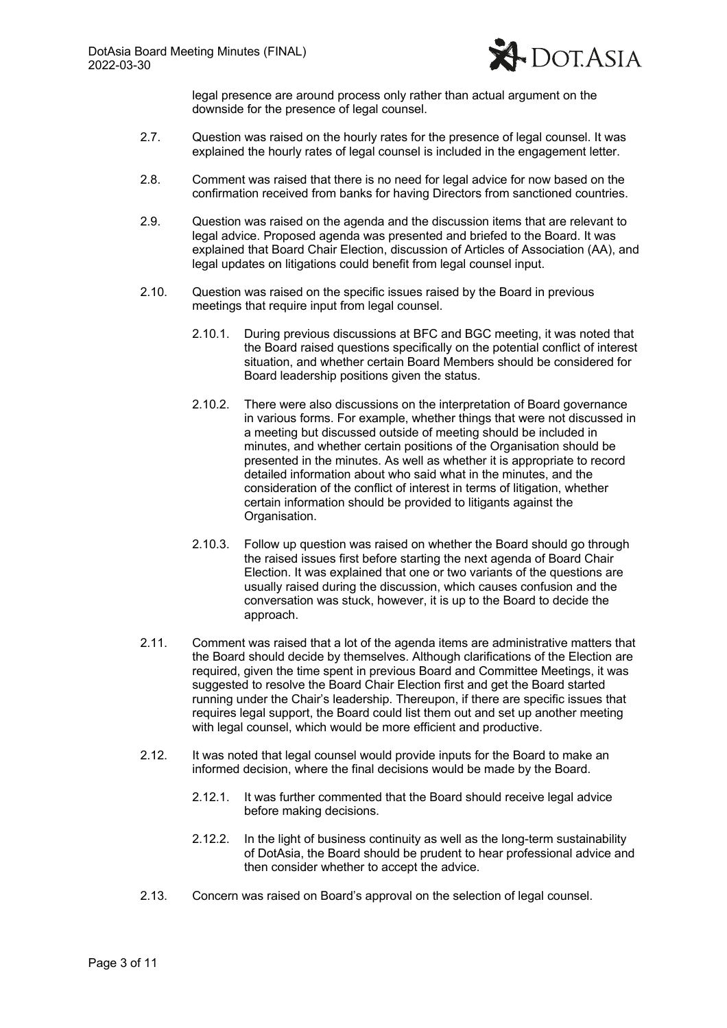legal presence are around process only rather than actual argument on the downside for the presence of legal counsel.

2.7. Question was raised on the hourly rates for the presence of legal counsel. It was explained the hourly rates of legal counsel is included in the engagement letter.

2.8. Comment was raised that there is no need for legal advice for now based on the confirmation received from banks for having Directors from sanctioned countries.

2.9. Question was raised on the agenda and the discussion items that are relevant to legal advice. Proposed agenda was presented and briefed to the Board. It was explained that Board Chair Election, discussion of Articles of Association (AA), and legal updates on litigations could benefit from legal counsel input.

2.10. Question was raised on the specific issues raised by the Board in previous meetings that require input from legal counsel.

2.10.1. During previous discussions at BFC and BGC meeting, it was noted that the Board raised questions specifically on the potential conflict of interest situation, and whether certain Board Members should be considered for Board leadership positions given the status.

2.10.2. There were also discussions on the interpretation of Board governance in various forms. For example, whether things that were not discussed in a meeting but discussed outside of meeting should be included in minutes, and whether certain positions of the Organisation should be presented in the minutes. As well as whether it is appropriate to record detailed information about who said what in the minutes, and the consideration of the conflict of interest in terms of litigation, whether certain information should be provided to litigants against the Organisation.

2.10.3. Follow up question was raised on whether the Board should go through the raised issues first before starting the next agenda of Board Chair Election. It was explained that one or two variants of the questions are usually raised during the discussion, which causes confusion and the conversation was stuck, however, it is up to the Board to decide the approach.

2.11. Comment was raised that a lot of the agenda items are administrative matters that the Board should decide by themselves. Although clarifications of the Election are required, given the time spent in previous Board and Committee Meetings, it was suggested to resolve the Board Chair Election first and get the Board started running under the Chair's leadership. Thereupon, if there are specific issues that requires legal support, the Board could list them out and set up another meeting with legal counsel, which would be more efficient and productive.

2.12. It was noted that legal counsel would provide inputs for the Board to make an informed decision, where the final decisions would be made by the Board.

2.12.1. It was further commented that the Board should receive legal advice before making decisions.

2.12.2. In the light of business continuity as well as the long-term sustainability of DotAsia, the Board should be prudent to hear professional advice and then consider whether to accept the advice.

2.13. Concern was raised on Board's approval on the selection of legal counsel.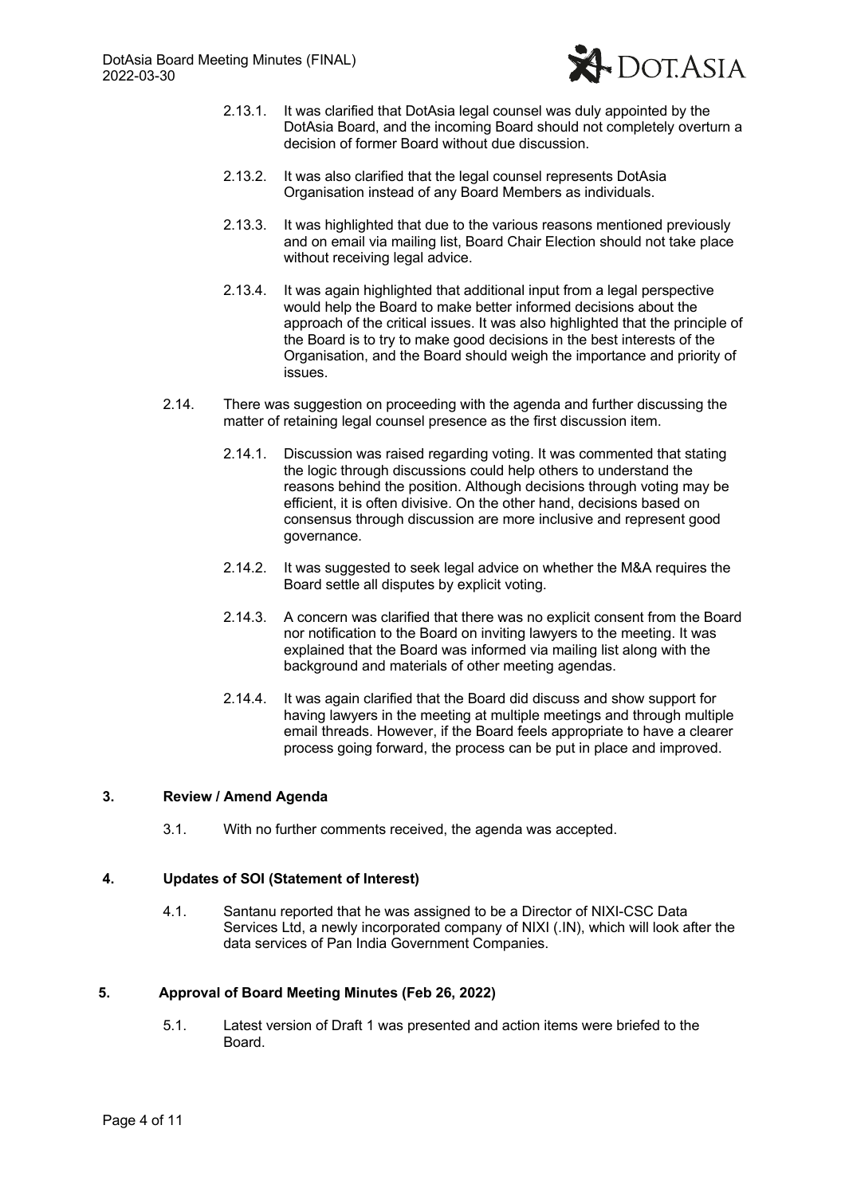2.13.1. It was clarified that DotAsia legal counsel was duly appointed by the DotAsia Board, and the incoming Board should not completely overturn a decision of former Board without due discussion.

2.13.2. It was also clarified that the legal counsel represents DotAsia Organisation instead of any Board Members as individuals.

2.13.3. It was highlighted that due to the various reasons mentioned previously and on email via mailing list, Board Chair Election should not take place without receiving legal advice.

2.13.4. It was again highlighted that additional input from a legal perspective would help the Board to make better informed decisions about the approach of the critical issues. It was also highlighted that the principle of the Board is to try to make good decisions in the best interests of the Organisation, and the Board should weigh the importance and priority of issues.

2.14. There was suggestion on proceeding with the agenda and further discussing the matter of retaining legal counsel presence as the first discussion item.

2.14.1. Discussion was raised regarding voting. It was commented that stating the logic through discussions could help others to understand the reasons behind the position. Although decisions through voting may be efficient, it is often divisive. On the other hand, decisions based on consensus through discussion are more inclusive and represent good governance.

2.14.2. It was suggested to seek legal advice on whether the M&A requires the Board settle all disputes by explicit voting.

2.14.3. A concern was clarified that there was no explicit consent from the Board nor notification to the Board on inviting lawyers to the meeting. It was explained that the Board was informed via mailing list along with the background and materials of other meeting agendas.

2.14.4. It was again clarified that the Board did discuss and show support for having lawyers in the meeting at multiple meetings and through multiple email threads. However, if the Board feels appropriate to have a clearer process going forward, the process can be put in place and improved.

## 3. Review / Amend Agenda

3.1. With no further comments received, the agenda was accepted.

## 4. Updates of SOI (Statement of Interest)

4.1. Santanu reported that he was assigned to be a Director of NIXI-CSC Data Services Ltd, a newly incorporated company of NIXI (.IN), which will look after the data services of Pan India Government Companies.

## 5. Approval of Board Meeting Minutes (Feb 26, 2022)

5.1. Latest version of Draft 1 was presented and action items were briefed to the Board.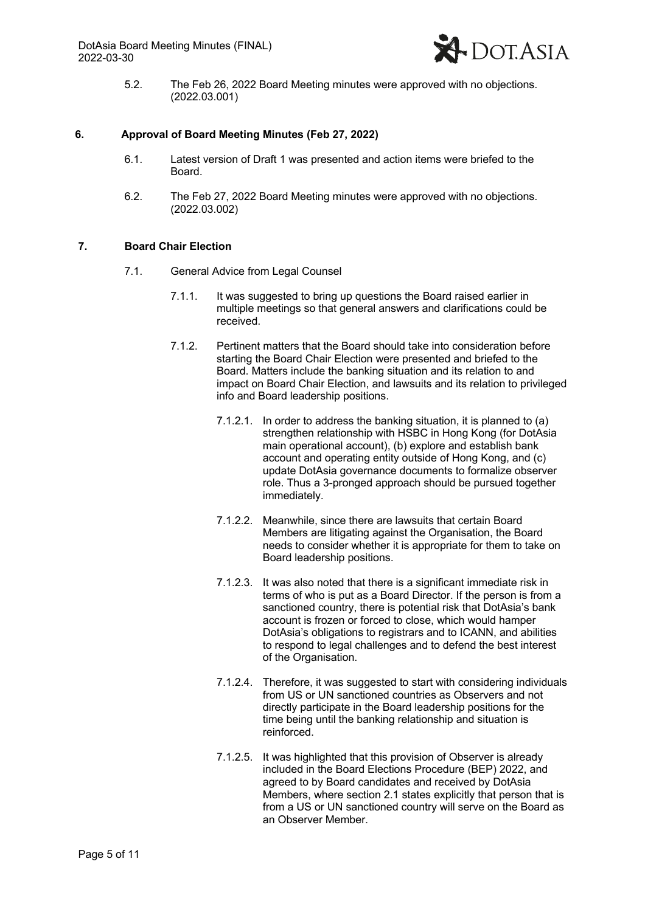5.2. The Feb 26, 2022 Board Meeting minutes were approved with no objections. (2022.03.001)

## 6. Approval of Board Meeting Minutes (Feb 27, 2022)

6.1. Latest version of Draft 1 was presented and action items were briefed to the Board.

6.2. The Feb 27, 2022 Board Meeting minutes were approved with no objections. (2022.03.002)

## 7. Board Chair Election

7.1. General Advice from Legal Counsel

7.1.1. It was suggested to bring up questions the Board raised earlier in multiple meetings so that general answers and clarifications could be received.

7.1.2. Pertinent matters that the Board should take into consideration before starting the Board Chair Election were presented and briefed to the Board. Matters include the banking situation and its relation to and impact on Board Chair Election, and lawsuits and its relation to privileged info and Board leadership positions.

7.1.2.1. In order to address the banking situation, it is planned to (a) strengthen relationship with HSBC in Hong Kong (for DotAsia main operational account), (b) explore and establish bank account and operating entity outside of Hong Kong, and (c) update DotAsia governance documents to formalize observer role. Thus a 3-pronged approach should be pursued together immediately.

7.1.2.2. Meanwhile, since there are lawsuits that certain Board Members are litigating against the Organisation, the Board needs to consider whether it is appropriate for them to take on Board leadership positions.

7.1.2.3. It was also noted that there is a significant immediate risk in terms of who is put as a Board Director. If the person is from a sanctioned country, there is potential risk that DotAsia's bank account is frozen or forced to close, which would hamper DotAsia's obligations to registrars and to ICANN, and abilities to respond to legal challenges and to defend the best interest of the Organisation.

7.1.2.4. Therefore, it was suggested to start with considering individuals from US or UN sanctioned countries as Observers and not directly participate in the Board leadership positions for the time being until the banking relationship and situation is reinforced.

7.1.2.5. It was highlighted that this provision of Observer is already included in the Board Elections Procedure (BEP) 2022, and agreed to by Board candidates and received by DotAsia Members, where section 2.1 states explicitly that person that is from a US or UN sanctioned country will serve on the Board as an Observer Member.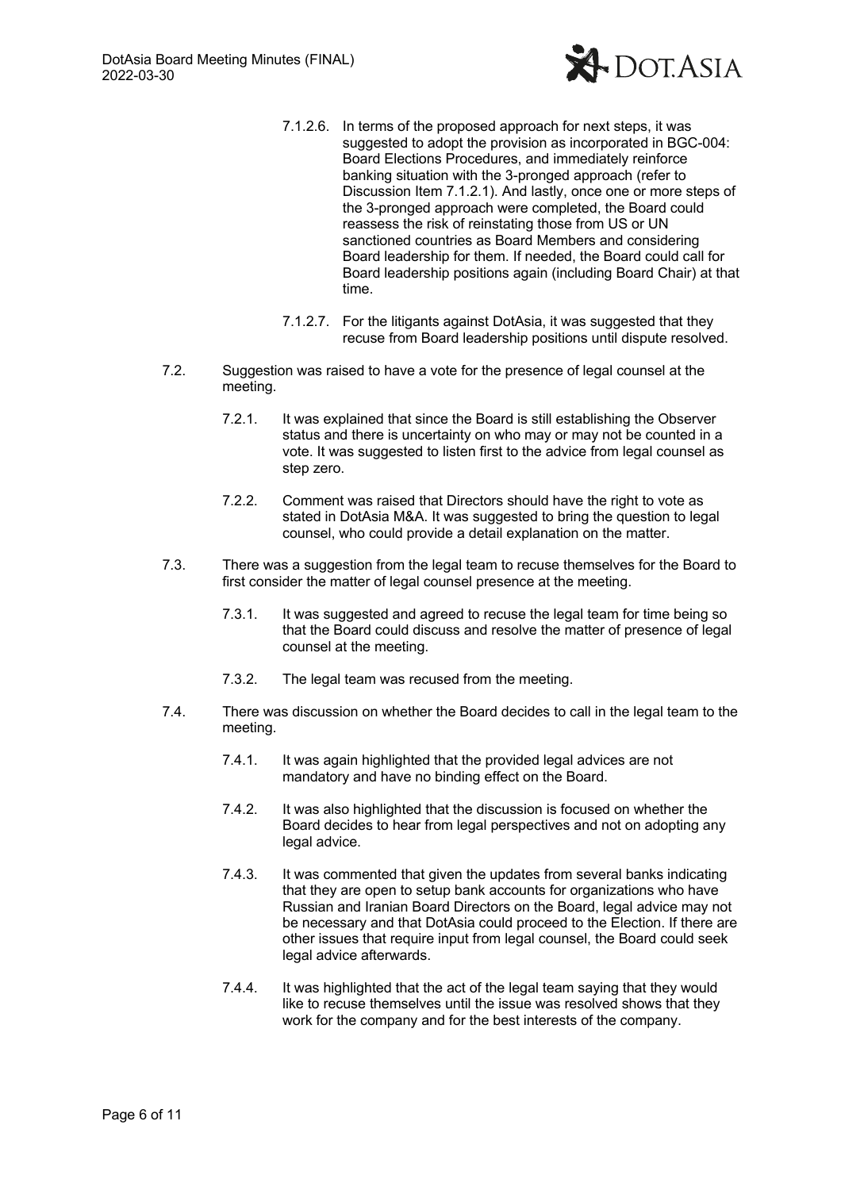7.1.2.6. In terms of the proposed approach for next steps, it was suggested to adopt the provision as incorporated in BGC-004: Board Elections Procedures, and immediately reinforce banking situation with the 3-pronged approach (refer to Discussion Item 7.1.2.1). And lastly, once one or more steps of the 3-pronged approach were completed, the Board could reassess the risk of reinstating those from US or UN sanctioned countries as Board Members and considering Board leadership for them. If needed, the Board could call for Board leadership positions again (including Board Chair) at that time.

7.1.2.7. For the litigants against DotAsia, it was suggested that they recuse from Board leadership positions until dispute resolved.

7.2. Suggestion was raised to have a vote for the presence of legal counsel at the meeting.

7.2.1. It was explained that since the Board is still establishing the Observer status and there is uncertainty on who may or may not be counted in a vote. It was suggested to listen first to the advice from legal counsel as step zero.

7.2.2. Comment was raised that Directors should have the right to vote as stated in DotAsia M&A. It was suggested to bring the question to legal counsel, who could provide a detail explanation on the matter.

7.3. There was a suggestion from the legal team to recuse themselves for the Board to first consider the matter of legal counsel presence at the meeting.

7.3.1. It was suggested and agreed to recuse the legal team for time being so that the Board could discuss and resolve the matter of presence of legal counsel at the meeting.

7.3.2. The legal team was recused from the meeting.

7.4. There was discussion on whether the Board decides to call in the legal team to the meeting.

7.4.1. It was again highlighted that the provided legal advices are not mandatory and have no binding effect on the Board.

7.4.2. It was also highlighted that the discussion is focused on whether the Board decides to hear from legal perspectives and not on adopting any legal advice.

7.4.3. It was commented that given the updates from several banks indicating that they are open to setup bank accounts for organizations who have Russian and Iranian Board Directors on the Board, legal advice may not be necessary and that DotAsia could proceed to the Election. If there are other issues that require input from legal counsel, the Board could seek legal advice afterwards.

7.4.4. It was highlighted that the act of the legal team saying that they would like to recuse themselves until the issue was resolved shows that they work for the company and for the best interests of the company.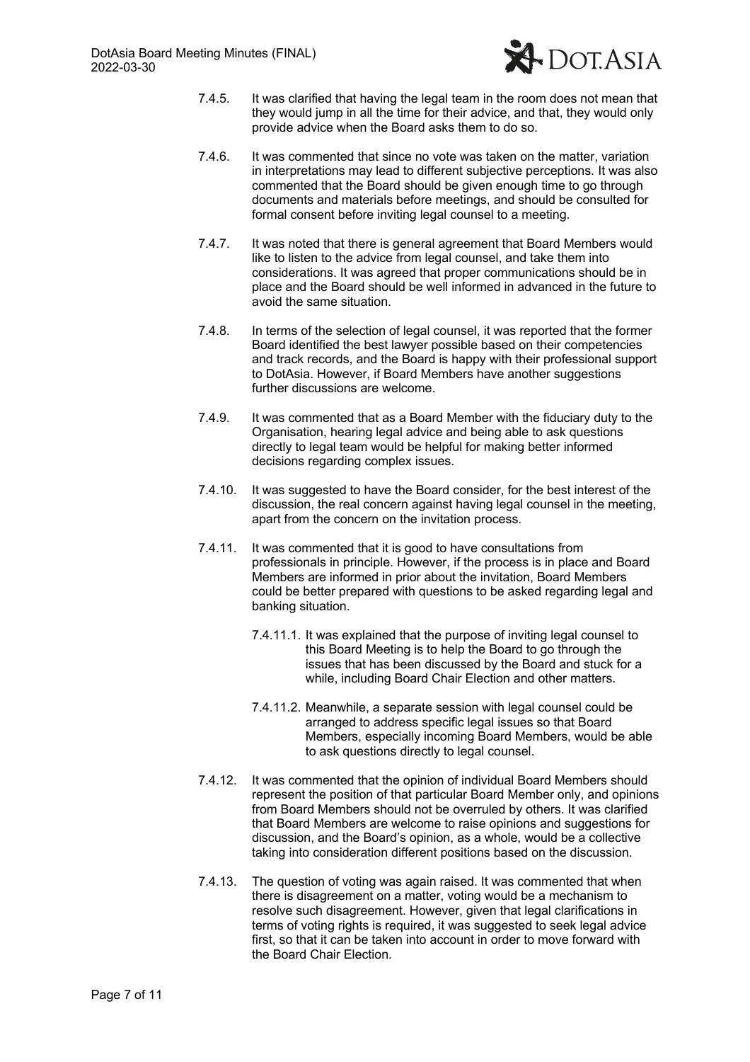7.4.5. It was clarified that having the legal team in the room does not mean that they would jump in all the time for their advice, and that, they would only provide advice when the Board asks them to do so.

7.4.6. It was commented that since no vote was taken on the matter, variation in interpretations may lead to different subjective perceptions. It was also commented that the Board should be given enough time to go through documents and materials before meetings, and should be consulted for formal consent before inviting legal counsel to a meeting.

7.4.7. It was noted that there is general agreement that Board Members would like to listen to the advice from legal counsel, and take them into considerations. It was agreed that proper communications should be in place and the Board should be well informed in advanced in the future to avoid the same situation.

7.4.8. In terms of the selection of legal counsel, it was reported that the former Board identified the best lawyer possible based on their competencies and track records, and the Board is happy with their professional support to DotAsia. However, if Board Members have another suggestions further discussions are welcome.

7.4.9. It was commented that as a Board Member with the fiduciary duty to the Organisation, hearing legal advice and being able to ask questions directly to legal team would be helpful for making better informed decisions regarding complex issues.

7.4.10. It was suggested to have the Board consider, for the best interest of the discussion, the real concern against having legal counsel in the meeting, apart from the concern on the invitation process.

7.4.11. It was commented that it is good to have consultations from professionals in principle. However, if the process is in place and Board Members are informed in prior about the invitation, Board Members could be better prepared with questions to be asked regarding legal and banking situation.

   7.4.11.1. It was explained that the purpose of inviting legal counsel to this Board Meeting is to help the Board to go through the issues that has been discussed by the Board and stuck for a while, including Board Chair Election and other matters.

   7.4.11.2. Meanwhile, a separate session with legal counsel could be arranged to address specific legal issues so that Board Members, especially incoming Board Members, would be able to ask questions directly to legal counsel.

7.4.12. It was commented that the opinion of individual Board Members should represent the position of that particular Board Member only, and opinions from Board Members should not be overruled by others. It was clarified that Board Members are welcome to raise opinions and suggestions for discussion, and the Board's opinion, as a whole, would be a collective taking into consideration different positions based on the discussion.

7.4.13. The question of voting was again raised. It was commented that when there is disagreement on a matter, voting would be a mechanism to resolve such disagreement. However, given that legal clarifications in terms of voting rights is required, it was suggested to seek legal advice first, so that it can be taken into account in order to move forward with the Board Chair Election.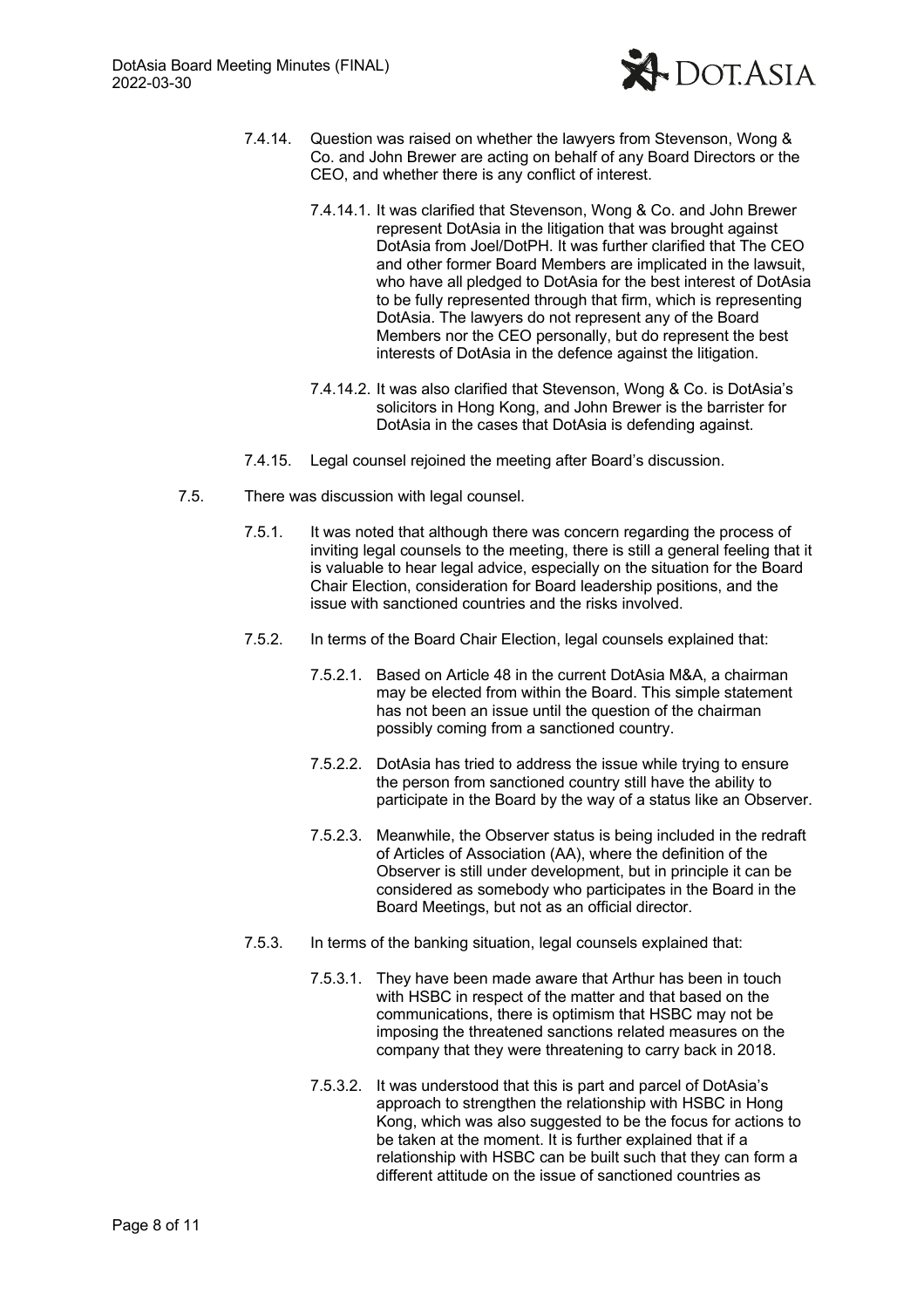7.4.14. Question was raised on whether the lawyers from Stevenson, Wong & Co. and John Brewer are acting on behalf of any Board Directors or the CEO, and whether there is any conflict of interest.

7.4.14.1. It was clarified that Stevenson, Wong & Co. and John Brewer represent DotAsia in the litigation that was brought against DotAsia from Joel/DotPH. It was further clarified that The CEO and other former Board Members are implicated in the lawsuit, who have all pledged to DotAsia for the best interest of DotAsia to be fully represented through that firm, which is representing DotAsia. The lawyers do not represent any of the Board Members nor the CEO personally, but do represent the best interests of DotAsia in the defence against the litigation.

7.4.14.2. It was also clarified that Stevenson, Wong & Co. is DotAsia's solicitors in Hong Kong, and John Brewer is the barrister for DotAsia in the cases that DotAsia is defending against.

7.4.15. Legal counsel rejoined the meeting after Board's discussion.

7.5. There was discussion with legal counsel.

7.5.1. It was noted that although there was concern regarding the process of inviting legal counsels to the meeting, there is still a general feeling that it is valuable to hear legal advice, especially on the situation for the Board Chair Election, consideration for Board leadership positions, and the issue with sanctioned countries and the risks involved.

7.5.2. In terms of the Board Chair Election, legal counsels explained that:

7.5.2.1. Based on Article 48 in the current DotAsia M&A, a chairman may be elected from within the Board. This simple statement has not been an issue until the question of the chairman possibly coming from a sanctioned country.

7.5.2.2. DotAsia has tried to address the issue while trying to ensure the person from sanctioned country still have the ability to participate in the Board by the way of a status like an Observer.

7.5.2.3. Meanwhile, the Observer status is being included in the redraft of Articles of Association (AA), where the definition of the Observer is still under development, but in principle it can be considered as somebody who participates in the Board in the Board Meetings, but not as an official director.

7.5.3. In terms of the banking situation, legal counsels explained that:

7.5.3.1. They have been made aware that Arthur has been in touch with HSBC in respect of the matter and that based on the communications, there is optimism that HSBC may not be imposing the threatened sanctions related measures on the company that they were threatening to carry back in 2018.

7.5.3.2. It was understood that this is part and parcel of DotAsia's approach to strengthen the relationship with HSBC in Hong Kong, which was also suggested to be the focus for actions to be taken at the moment. It is further explained that if a relationship with HSBC can be built such that they can form a different attitude on the issue of sanctioned countries as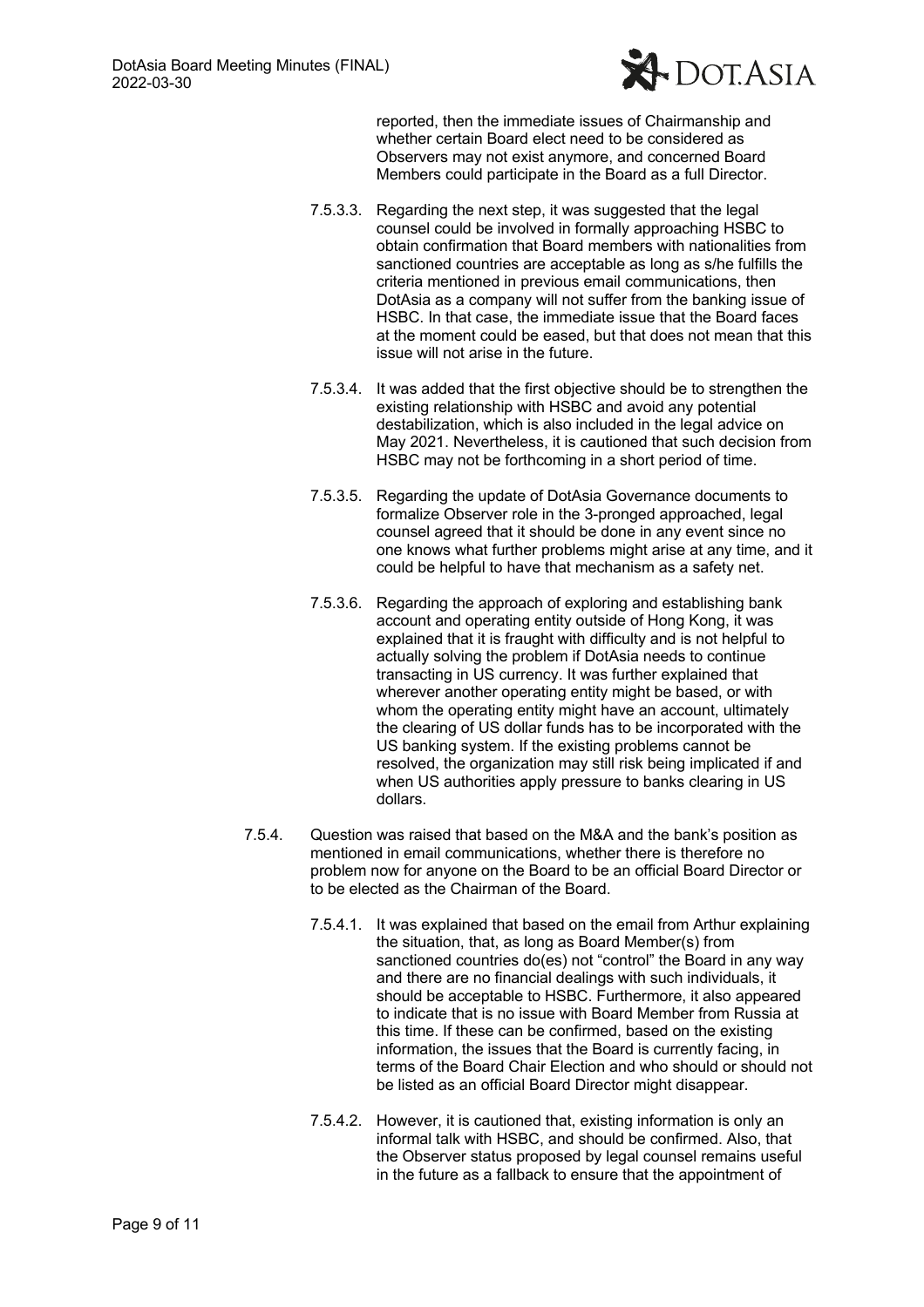reported, then the immediate issues of Chairmanship and whether certain Board elect need to be considered as Observers may not exist anymore, and concerned Board Members could participate in the Board as a full Director.

7.5.3.3. Regarding the next step, it was suggested that the legal counsel could be involved in formally approaching HSBC to obtain confirmation that Board members with nationalities from sanctioned countries are acceptable as long as s/he fulfills the criteria mentioned in previous email communications, then DotAsia as a company will not suffer from the banking issue of HSBC. In that case, the immediate issue that the Board faces at the moment could be eased, but that does not mean that this issue will not arise in the future.

7.5.3.4. It was added that the first objective should be to strengthen the existing relationship with HSBC and avoid any potential destabilization, which is also included in the legal advice on May 2021. Nevertheless, it is cautioned that such decision from HSBC may not be forthcoming in a short period of time.

7.5.3.5. Regarding the update of DotAsia Governance documents to formalize Observer role in the 3-pronged approached, legal counsel agreed that it should be done in any event since no one knows what further problems might arise at any time, and it could be helpful to have that mechanism as a safety net.

7.5.3.6. Regarding the approach of exploring and establishing bank account and operating entity outside of Hong Kong, it was explained that it is fraught with difficulty and is not helpful to actually solving the problem if DotAsia needs to continue transacting in US currency. It was further explained that wherever another operating entity might be based, or with whom the operating entity might have an account, ultimately the clearing of US dollar funds has to be incorporated with the US banking system. If the existing problems cannot be resolved, the organization may still risk being implicated if and when US authorities apply pressure to banks clearing in US dollars.

7.5.4. Question was raised that based on the M&A and the bank's position as mentioned in email communications, whether there is therefore no problem now for anyone on the Board to be an official Board Director or to be elected as the Chairman of the Board.

7.5.4.1. It was explained that based on the email from Arthur explaining the situation, that, as long as Board Member(s) from sanctioned countries do(es) not "control" the Board in any way and there are no financial dealings with such individuals, it should be acceptable to HSBC. Furthermore, it also appeared to indicate that is no issue with Board Member from Russia at this time. If these can be confirmed, based on the existing information, the issues that the Board is currently facing, in terms of the Board Chair Election and who should or should not be listed as an official Board Director might disappear.

7.5.4.2. However, it is cautioned that, existing information is only an informal talk with HSBC, and should be confirmed. Also, that the Observer status proposed by legal counsel remains useful in the future as a fallback to ensure that the appointment of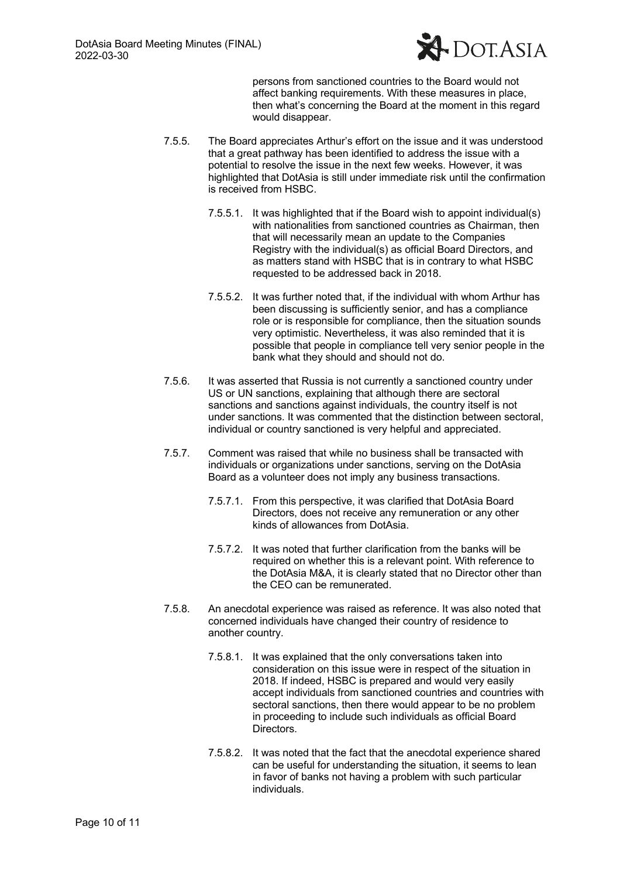persons from sanctioned countries to the Board would not affect banking requirements. With these measures in place, then what's concerning the Board at the moment in this regard would disappear.

7.5.5. The Board appreciates Arthur's effort on the issue and it was understood that a great pathway has been identified to address the issue with a potential to resolve the issue in the next few weeks. However, it was highlighted that DotAsia is still under immediate risk until the confirmation is received from HSBC.

7.5.5.1. It was highlighted that if the Board wish to appoint individual(s) with nationalities from sanctioned countries as Chairman, then that will necessarily mean an update to the Companies Registry with the individual(s) as official Board Directors, and as matters stand with HSBC that is in contrary to what HSBC requested to be addressed back in 2018.

7.5.5.2. It was further noted that, if the individual with whom Arthur has been discussing is sufficiently senior, and has a compliance role or is responsible for compliance, then the situation sounds very optimistic. Nevertheless, it was also reminded that it is possible that people in compliance tell very senior people in the bank what they should and should not do.

7.5.6. It was asserted that Russia is not currently a sanctioned country under US or UN sanctions, explaining that although there are sectoral sanctions and sanctions against individuals, the country itself is not under sanctions. It was commented that the distinction between sectoral, individual or country sanctioned is very helpful and appreciated.

7.5.7. Comment was raised that while no business shall be transacted with individuals or organizations under sanctions, serving on the DotAsia Board as a volunteer does not imply any business transactions.

7.5.7.1. From this perspective, it was clarified that DotAsia Board Directors, does not receive any remuneration or any other kinds of allowances from DotAsia.

7.5.7.2. It was noted that further clarification from the banks will be required on whether this is a relevant point. With reference to the DotAsia M&A, it is clearly stated that no Director other than the CEO can be remunerated.

7.5.8. An anecdotal experience was raised as reference. It was also noted that concerned individuals have changed their country of residence to another country.

7.5.8.1. It was explained that the only conversations taken into consideration on this issue were in respect of the situation in 2018. If indeed, HSBC is prepared and would very easily accept individuals from sanctioned countries and countries with sectoral sanctions, then there would appear to be no problem in proceeding to include such individuals as official Board Directors.

7.5.8.2. It was noted that the fact that the anecdotal experience shared can be useful for understanding the situation, it seems to lean in favor of banks not having a problem with such particular individuals.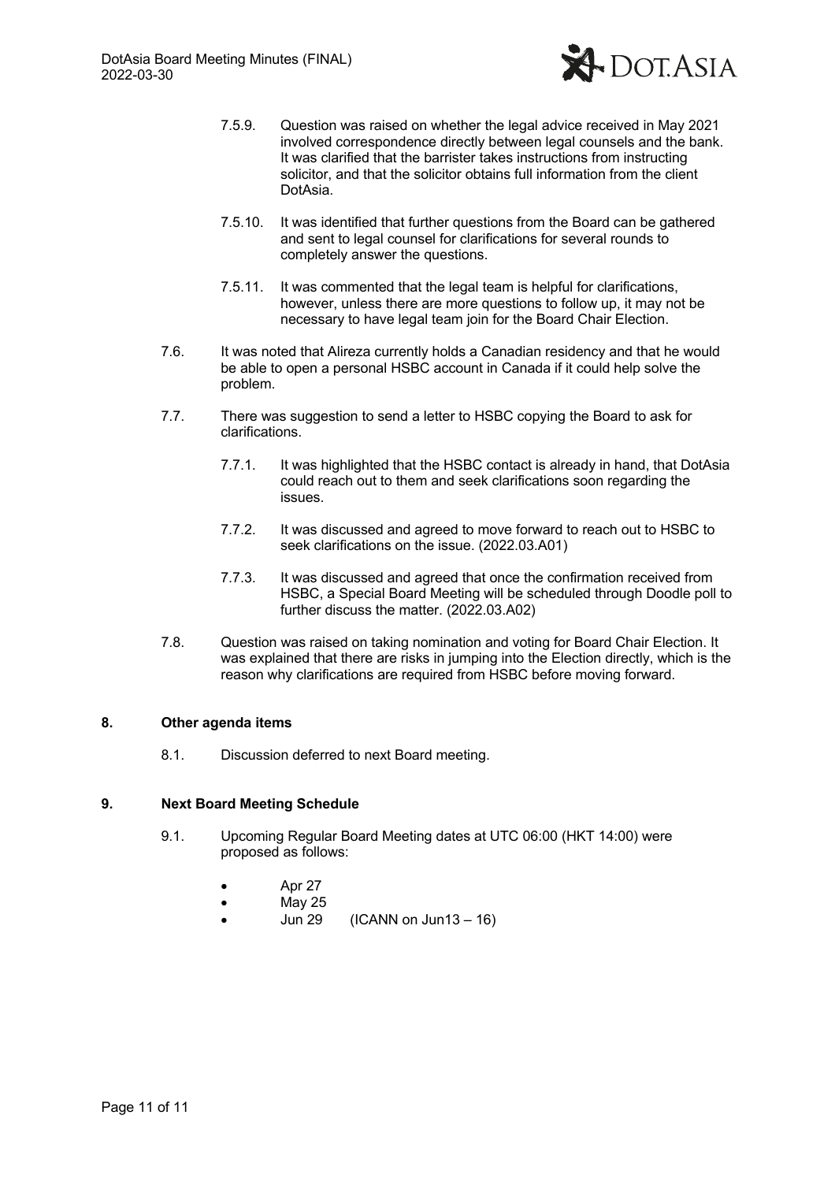7.5.9. Question was raised on whether the legal advice received in May 2021 involved correspondence directly between legal counsels and the bank. It was clarified that the barrister takes instructions from instructing solicitor, and that the solicitor obtains full information from the client DotAsia.

7.5.10. It was identified that further questions from the Board can be gathered and sent to legal counsel for clarifications for several rounds to completely answer the questions.

7.5.11. It was commented that the legal team is helpful for clarifications, however, unless there are more questions to follow up, it may not be necessary to have legal team join for the Board Chair Election.

7.6. It was noted that Alireza currently holds a Canadian residency and that he would be able to open a personal HSBC account in Canada if it could help solve the problem.

7.7. There was suggestion to send a letter to HSBC copying the Board to ask for clarifications.

7.7.1. It was highlighted that the HSBC contact is already in hand, that DotAsia could reach out to them and seek clarifications soon regarding the issues.

7.7.2. It was discussed and agreed to move forward to reach out to HSBC to seek clarifications on the issue. (2022.03.A01)

7.7.3. It was discussed and agreed that once the confirmation received from HSBC, a Special Board Meeting will be scheduled through Doodle poll to further discuss the matter. (2022.03.A02)

7.8. Question was raised on taking nomination and voting for Board Chair Election. It was explained that there are risks in jumping into the Election directly, which is the reason why clarifications are required from HSBC before moving forward.

## 8. Other agenda items

8.1. Discussion deferred to next Board meeting.

## 9. Next Board Meeting Schedule

9.1. Upcoming Regular Board Meeting dates at UTC 06:00 (HKT 14:00) were proposed as follows:

- Apr 27
- May 25
- Jun 29 (ICANN on Jun13 – 16)